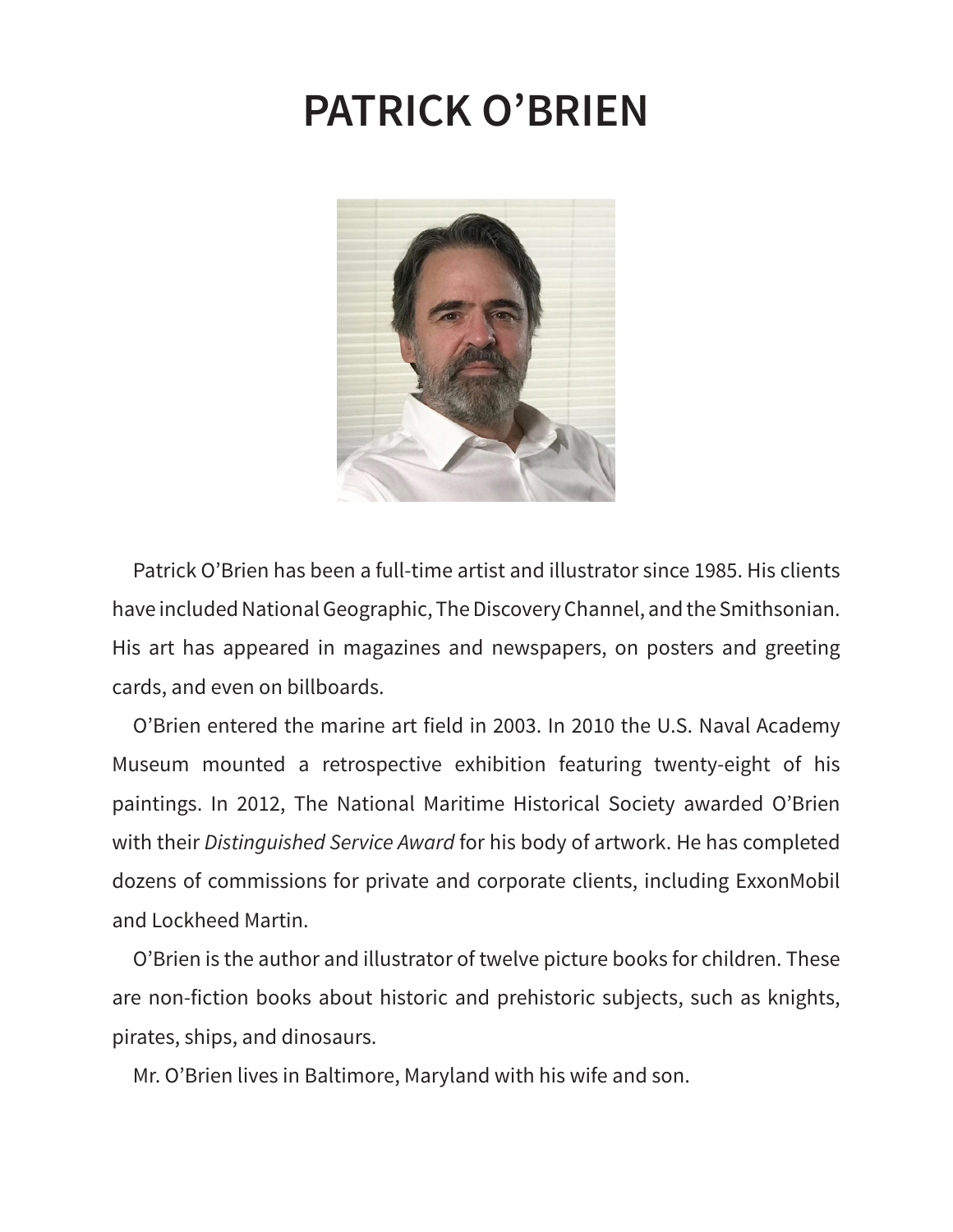# PATRICK O'BRIEN

Patrick O'Brien has been a full-time artist and illustrator since 1985. His clients have included National Geographic, The Discovery Channel, and the Smithsonian. His art has appeared in magazines and newspapers, on posters and greeting cards, and even on billboards.

O'Brien entered the marine art field in 2003. In 2010 the U.S. Naval Academy Museum mounted a retrospective exhibition featuring twenty-eight of his paintings. In 2012, The National Maritime Historical Society awarded O'Brien with their *Distinguished Service Award* for his body of artwork. He has completed dozens of commissions for private and corporate clients, including ExxonMobil and Lockheed Martin.

O'Brien is the author and illustrator of twelve picture books for children. These are non-fiction books about historic and prehistoric subjects, such as knights, pirates, ships, and dinosaurs.

Mr. O'Brien lives in Baltimore, Maryland with his wife and son.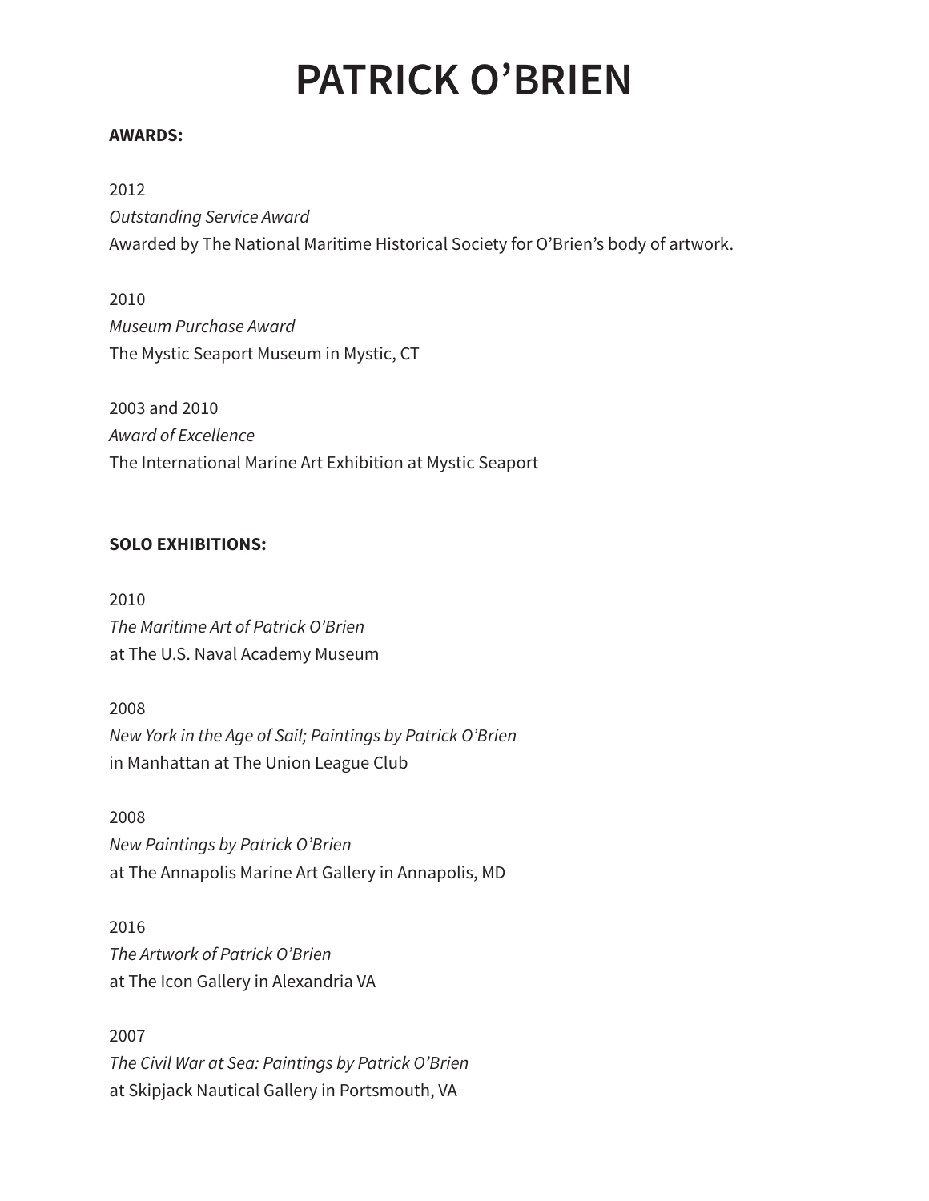# PATRICK O'BRIEN

**AWARDS:**

2012
*Outstanding Service Award*
Awarded by The National Maritime Historical Society for O'Brien's body of artwork.

2010
*Museum Purchase Award*
The Mystic Seaport Museum in Mystic, CT

2003 and 2010
*Award of Excellence*
The International Marine Art Exhibition at Mystic Seaport

**SOLO EXHIBITIONS:**

2010
*The Maritime Art of Patrick O'Brien*
at The U.S. Naval Academy Museum

2008
*New York in the Age of Sail; Paintings by Patrick O'Brien*
in Manhattan at The Union League Club

2008
*New Paintings by Patrick O'Brien*
at The Annapolis Marine Art Gallery in Annapolis, MD

2016
*The Artwork of Patrick O'Brien*
at The Icon Gallery in Alexandria VA

2007
*The Civil War at Sea: Paintings by Patrick O'Brien*
at Skipjack Nautical Gallery in Portsmouth, VA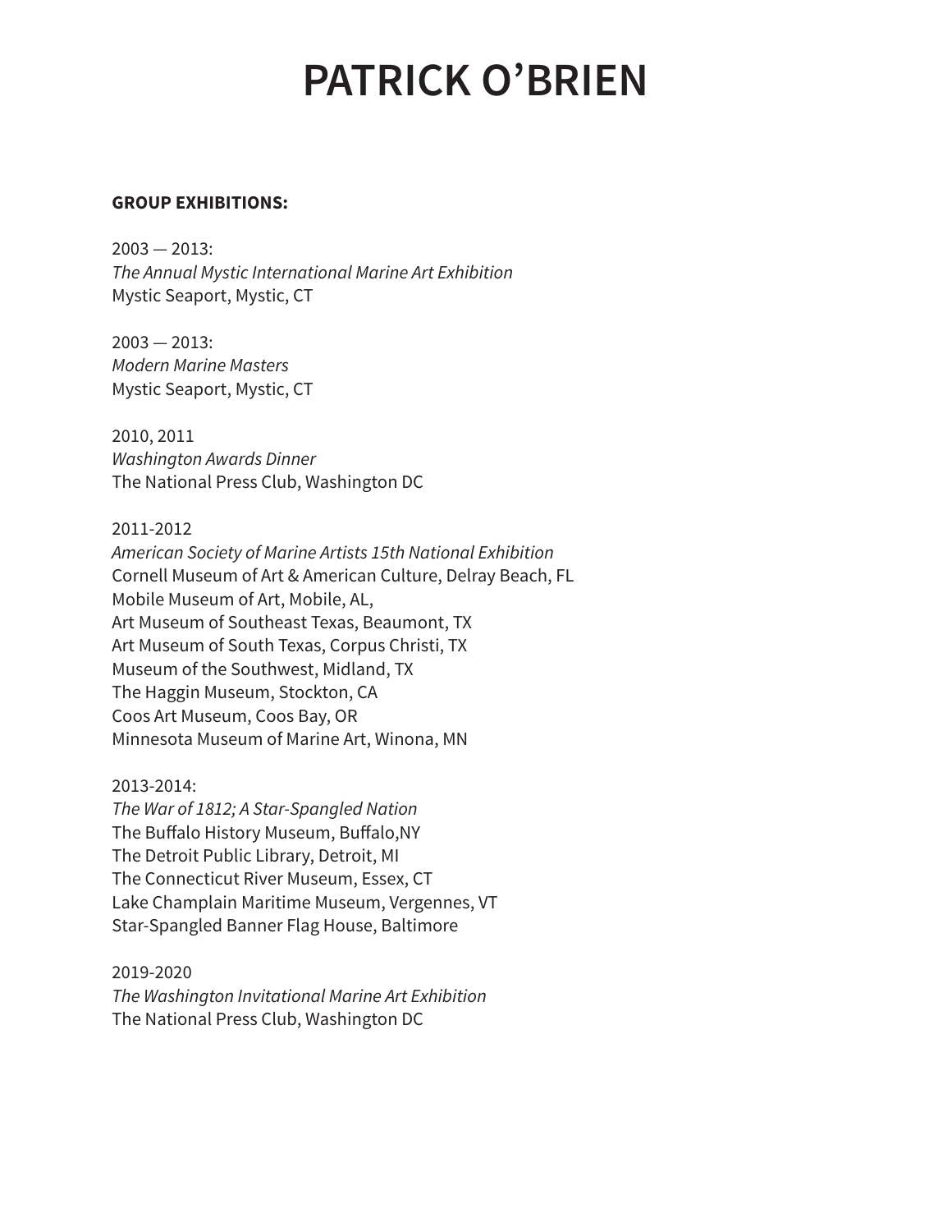# PATRICK O'BRIEN

**GROUP EXHIBITIONS:**

2003 — 2013:
*The Annual Mystic International Marine Art Exhibition*
Mystic Seaport, Mystic, CT

2003 — 2013:
*Modern Marine Masters*
Mystic Seaport, Mystic, CT

2010, 2011
*Washington Awards Dinner*
The National Press Club, Washington DC

2011-2012
*American Society of Marine Artists 15th National Exhibition*
Cornell Museum of Art & American Culture, Delray Beach, FL
Mobile Museum of Art, Mobile, AL,
Art Museum of Southeast Texas, Beaumont, TX
Art Museum of South Texas, Corpus Christi, TX
Museum of the Southwest, Midland, TX
The Haggin Museum, Stockton, CA
Coos Art Museum, Coos Bay, OR
Minnesota Museum of Marine Art, Winona, MN

2013-2014:
*The War of 1812; A Star-Spangled Nation*
The Buffalo History Museum, Buffalo,NY
The Detroit Public Library, Detroit, MI
The Connecticut River Museum, Essex, CT
Lake Champlain Maritime Museum, Vergennes, VT
Star-Spangled Banner Flag House, Baltimore

2019-2020
*The Washington Invitational Marine Art Exhibition*
The National Press Club, Washington DC